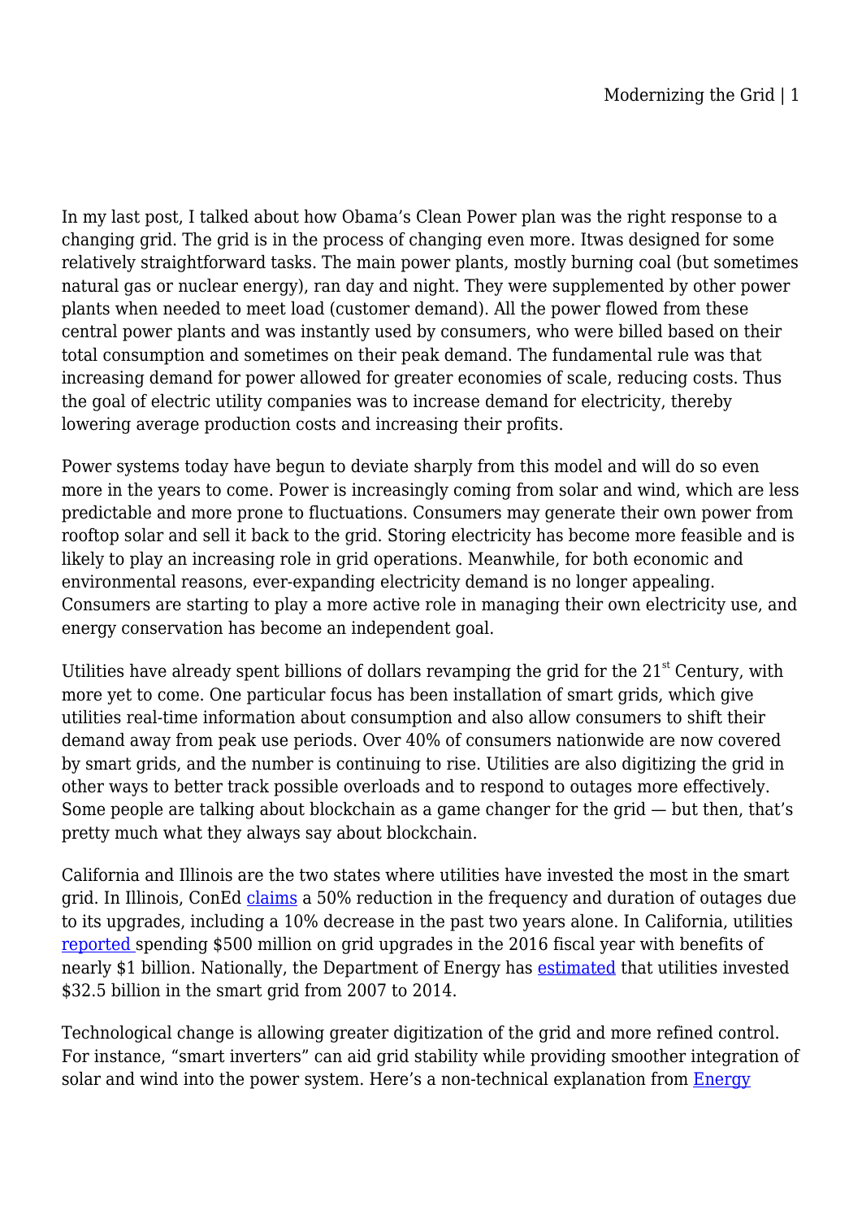In my last post, I talked about how Obama's Clean Power plan was the right response to a changing grid. The grid is in the process of changing even more. Itwas designed for some relatively straightforward tasks. The main power plants, mostly burning coal (but sometimes natural gas or nuclear energy), ran day and night. They were supplemented by other power plants when needed to meet load (customer demand). All the power flowed from these central power plants and was instantly used by consumers, who were billed based on their total consumption and sometimes on their peak demand. The fundamental rule was that increasing demand for power allowed for greater economies of scale, reducing costs. Thus the goal of electric utility companies was to increase demand for electricity, thereby lowering average production costs and increasing their profits.

Power systems today have begun to deviate sharply from this model and will do so even more in the years to come. Power is increasingly coming from solar and wind, which are less predictable and more prone to fluctuations. Consumers may generate their own power from rooftop solar and sell it back to the grid. Storing electricity has become more feasible and is likely to play an increasing role in grid operations. Meanwhile, for both economic and environmental reasons, ever-expanding electricity demand is no longer appealing. Consumers are starting to play a more active role in managing their own electricity use, and energy conservation has become an independent goal.

Utilities have already spent billions of dollars revamping the grid for the 21st Century, with more yet to come. One particular focus has been installation of smart grids, which give utilities real-time information about consumption and also allow consumers to shift their demand away from peak use periods. Over 40% of consumers nationwide are now covered by smart grids, and the number is continuing to rise. Utilities are also digitizing the grid in other ways to better track possible overloads and to respond to outages more effectively. Some people are talking about blockchain as a game changer for the grid — but then, that's pretty much what they always say about blockchain.

California and Illinois are the two states where utilities have invested the most in the smart grid. In Illinois, ConEd claims a 50% reduction in the frequency and duration of outages due to its upgrades, including a 10% decrease in the past two years alone. In California, utilities reported spending $500 million on grid upgrades in the 2016 fiscal year with benefits of nearly $1 billion. Nationally, the Department of Energy has estimated that utilities invested $32.5 billion in the smart grid from 2007 to 2014.

Technological change is allowing greater digitization of the grid and more refined control. For instance, "smart inverters" can aid grid stability while providing smoother integration of solar and wind into the power system. Here's a non-technical explanation from Energy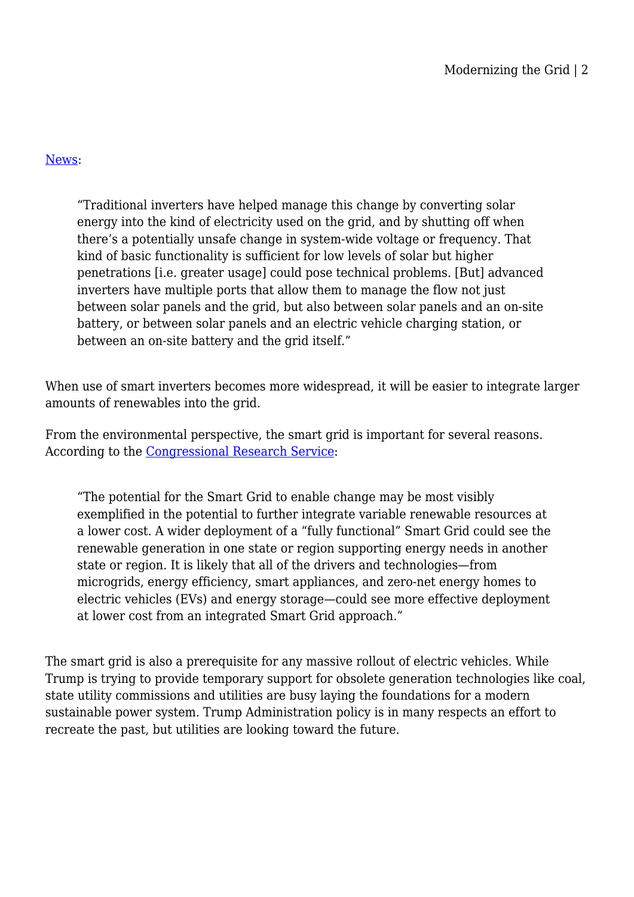News:

> "Traditional inverters have helped manage this change by converting solar energy into the kind of electricity used on the grid, and by shutting off when there's a potentially unsafe change in system-wide voltage or frequency. That kind of basic functionality is sufficient for low levels of solar but higher penetrations [i.e. greater usage] could pose technical problems. [But] advanced inverters have multiple ports that allow them to manage the flow not just between solar panels and the grid, but also between solar panels and an on-site battery, or between solar panels and an electric vehicle charging station, or between an on-site battery and the grid itself."

When use of smart inverters becomes more widespread, it will be easier to integrate larger amounts of renewables into the grid.

From the environmental perspective, the smart grid is important for several reasons. According to the Congressional Research Service:

> "The potential for the Smart Grid to enable change may be most visibly exemplified in the potential to further integrate variable renewable resources at a lower cost. A wider deployment of a "fully functional" Smart Grid could see the renewable generation in one state or region supporting energy needs in another state or region. It is likely that all of the drivers and technologies—from microgrids, energy efficiency, smart appliances, and zero-net energy homes to electric vehicles (EVs) and energy storage—could see more effective deployment at lower cost from an integrated Smart Grid approach."

The smart grid is also a prerequisite for any massive rollout of electric vehicles. While Trump is trying to provide temporary support for obsolete generation technologies like coal, state utility commissions and utilities are busy laying the foundations for a modern sustainable power system. Trump Administration policy is in many respects an effort to recreate the past, but utilities are looking toward the future.